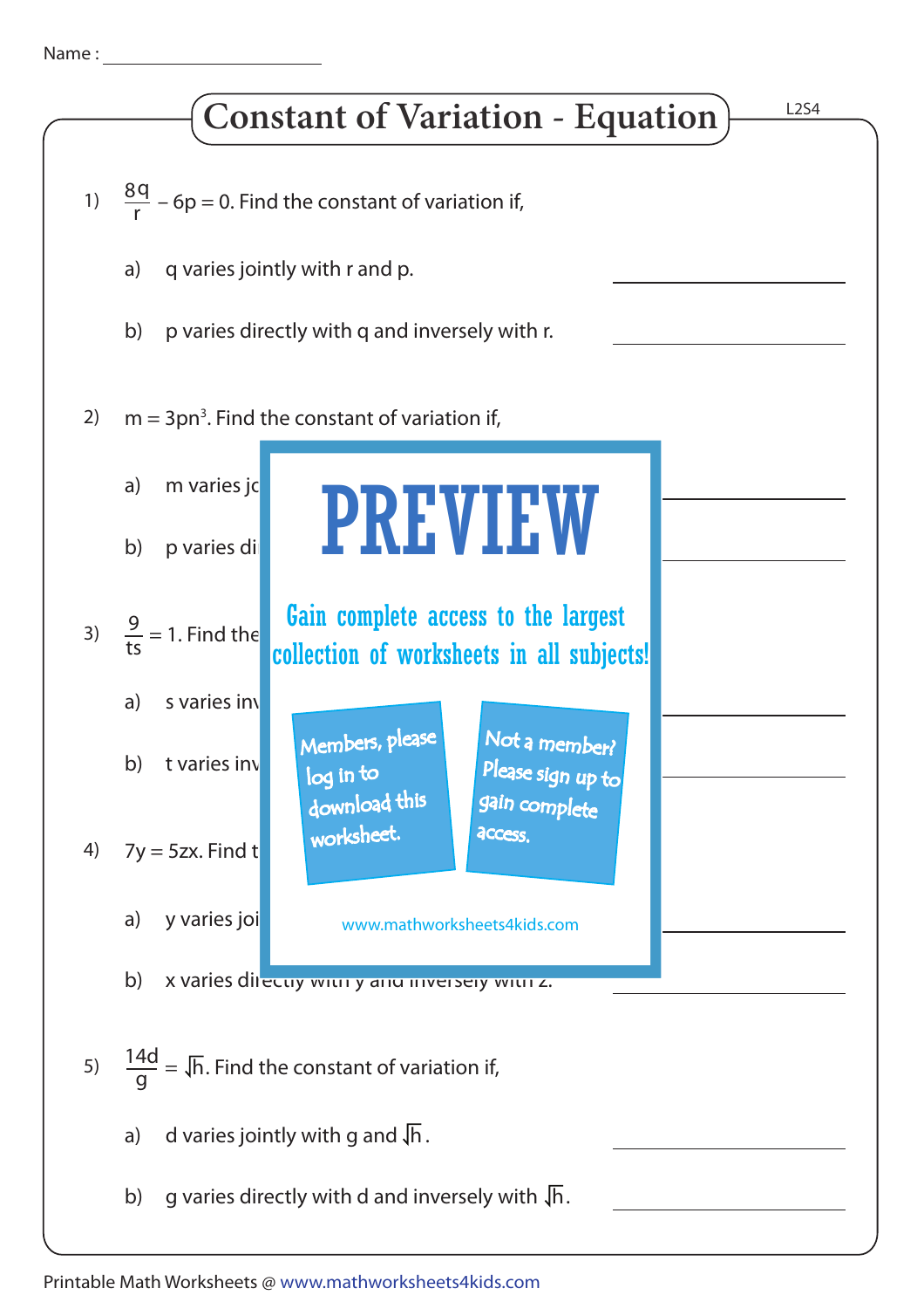Name : ____________________

# Constant of Variation - Equation

1) $\frac{8q}{r} - 6p = 0$. Find the constant of variation if,

   a) q varies jointly with r and p. ____________

   b) p varies directly with q and inversely with r. ____________

2) $m = 3pn^3$. Find the constant of variation if,

   a) m varies jc ____________

   b) p varies di ____________

3) $\frac{9}{ts} = 1$. Find the

   a) s varies inv ____________

   b) t varies inv ____________

4) $7y = 5zx$. Find t

   a) y varies joi ____________

   b) x varies directly with y and inversely with z. ____________

PREVIEW

Gain complete access to the largest collection of worksheets in all subjects!

Members, please log in to download this worksheet.

Not a member? Please sign up to gain complete access.

www.mathworksheets4kids.com

5) $\frac{14d}{g} = \sqrt{h}$. Find the constant of variation if,

   a) d varies jointly with g and $\sqrt{h}$. ____________

   b) g varies directly with d and inversely with $\sqrt{h}$. ____________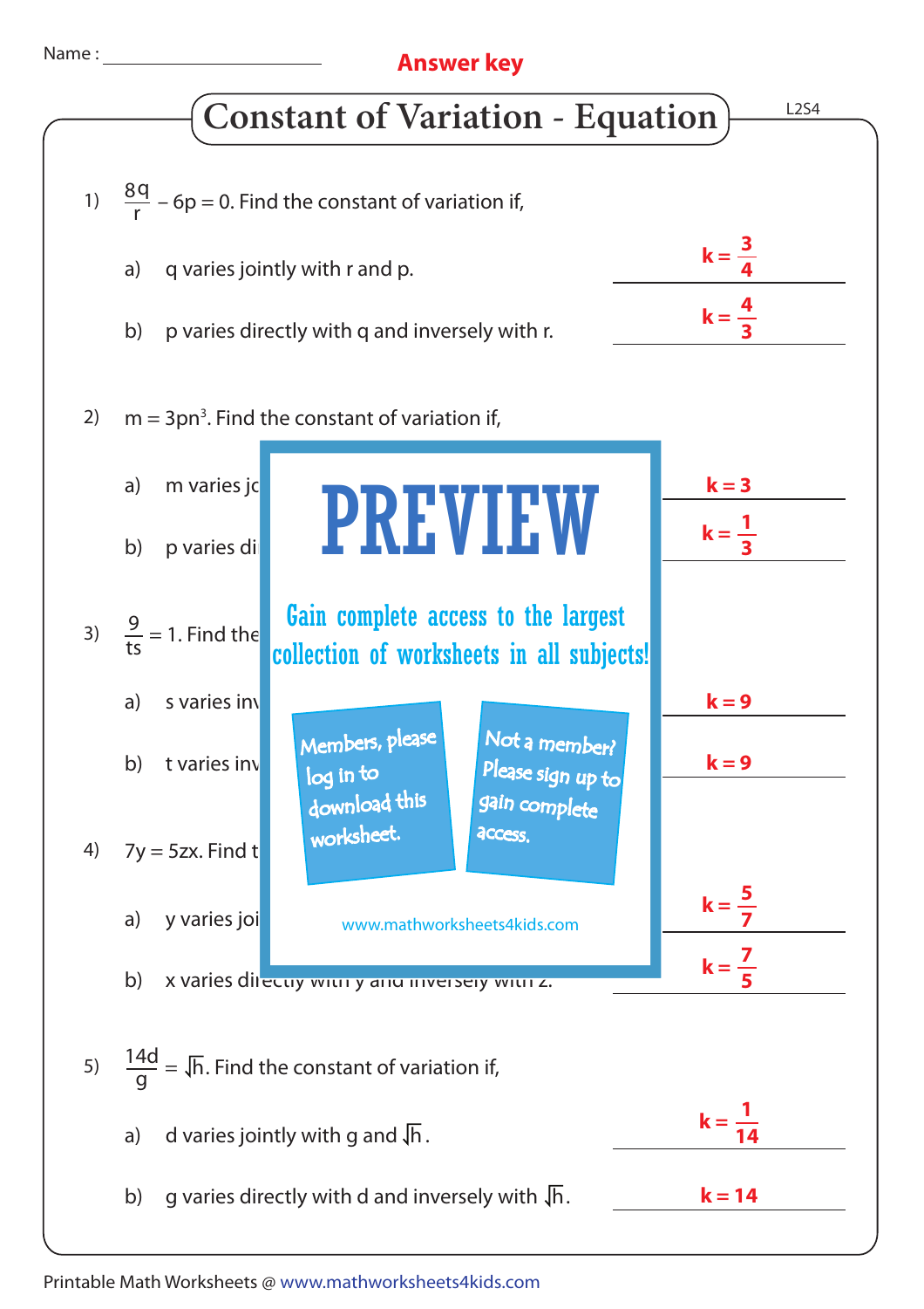Name : ____________________

**Answer key**

# Constant of Variation - Equation

L2S4

1) $\frac{8q}{r} - 6p = 0$. Find the constant of variation if,

a) q varies jointly with r and p. **$k = \frac{3}{4}$**

b) p varies directly with q and inversely with r. **$k = \frac{4}{3}$**

2) $m = 3pn^3$. Find the constant of variation if,

a) m varies jo **$k = 3$**

b) p varies di **$k = \frac{1}{3}$**

3) $\frac{9}{ts} = 1$. Find the

a) s varies inv **$k = 9$**

b) t varies inv **$k = 9$**

4) $7y = 5zx$. Find t

a) y varies joi **$k = \frac{5}{7}$**

b) x varies directly with y and inversely with z. **$k = \frac{7}{5}$**

5) $\frac{14d}{g} = \sqrt{h}$. Find the constant of variation if,

a) d varies jointly with g and $\sqrt{h}$. **$k = \frac{1}{14}$**

b) g varies directly with d and inversely with $\sqrt{h}$. **$k = 14$**

PREVIEW

Gain complete access to the largest collection of worksheets in all subjects!

Members, please log in to download this worksheet.

Not a member? Please sign up to gain complete access.

www.mathworksheets4kids.com

Printable Math Worksheets @ www.mathworksheets4kids.com